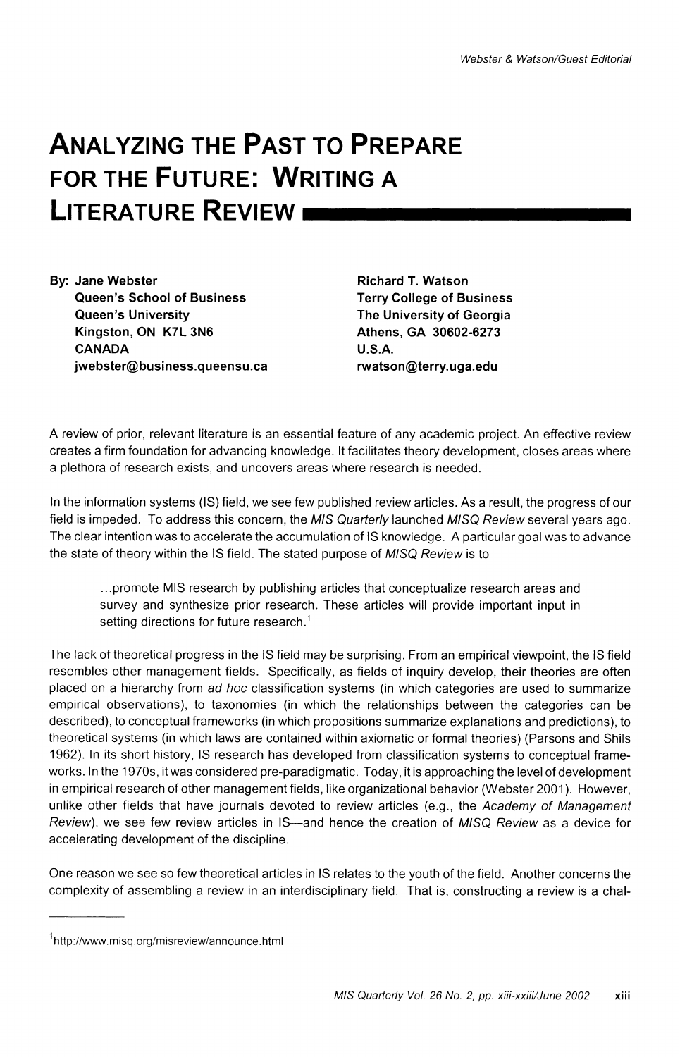# ANALYZING THE PAST TO PREPARE FOR THE FUTURE: WRITING A LITERATURE REVIEW

By: **Jane Webster**
**Queen's School of Business**
**Queen's University**
**Kingston, ON K7L 3N6**
**CANADA**
**jwebster@business.queensu.ca**

**Richard T. Watson**
**Terry College of Business**
**The University of Georgia**
**Athens, GA 30602-6273**
**U.S.A.**
**rwatson@terry.uga.edu**

A review of prior, relevant literature is an essential feature of any academic project. An effective review creates a firm foundation for advancing knowledge. It facilitates theory development, closes areas where a plethora of research exists, and uncovers areas where research is needed.

In the information systems (IS) field, we see few published review articles. As a result, the progress of our field is impeded. To address this concern, the *MIS Quarterly* launched *MISQ Review* several years ago. The clear intention was to accelerate the accumulation of IS knowledge. A particular goal was to advance the state of theory within the IS field. The stated purpose of *MISQ Review* is to

> ...promote MIS research by publishing articles that conceptualize research areas and survey and synthesize prior research. These articles will provide important input in setting directions for future research.[1]

The lack of theoretical progress in the IS field may be surprising. From an empirical viewpoint, the IS field resembles other management fields. Specifically, as fields of inquiry develop, their theories are often placed on a hierarchy from *ad hoc* classification systems (in which categories are used to summarize empirical observations), to taxonomies (in which the relationships between the categories can be described), to conceptual frameworks (in which propositions summarize explanations and predictions), to theoretical systems (in which laws are contained within axiomatic or formal theories) (Parsons and Shils 1962). In its short history, IS research has developed from classification systems to conceptual frameworks. In the 1970s, it was considered pre-paradigmatic. Today, it is approaching the level of development in empirical research of other management fields, like organizational behavior (Webster 2001). However, unlike other fields that have journals devoted to review articles (e.g., the *Academy of Management Review*), we see few review articles in IS—and hence the creation of *MISQ Review* as a device for accelerating development of the discipline.

One reason we see so few theoretical articles in IS relates to the youth of the field. Another concerns the complexity of assembling a review in an interdisciplinary field. That is, constructing a review is a chal-

[1] http://www.misq.org/misreview/announce.html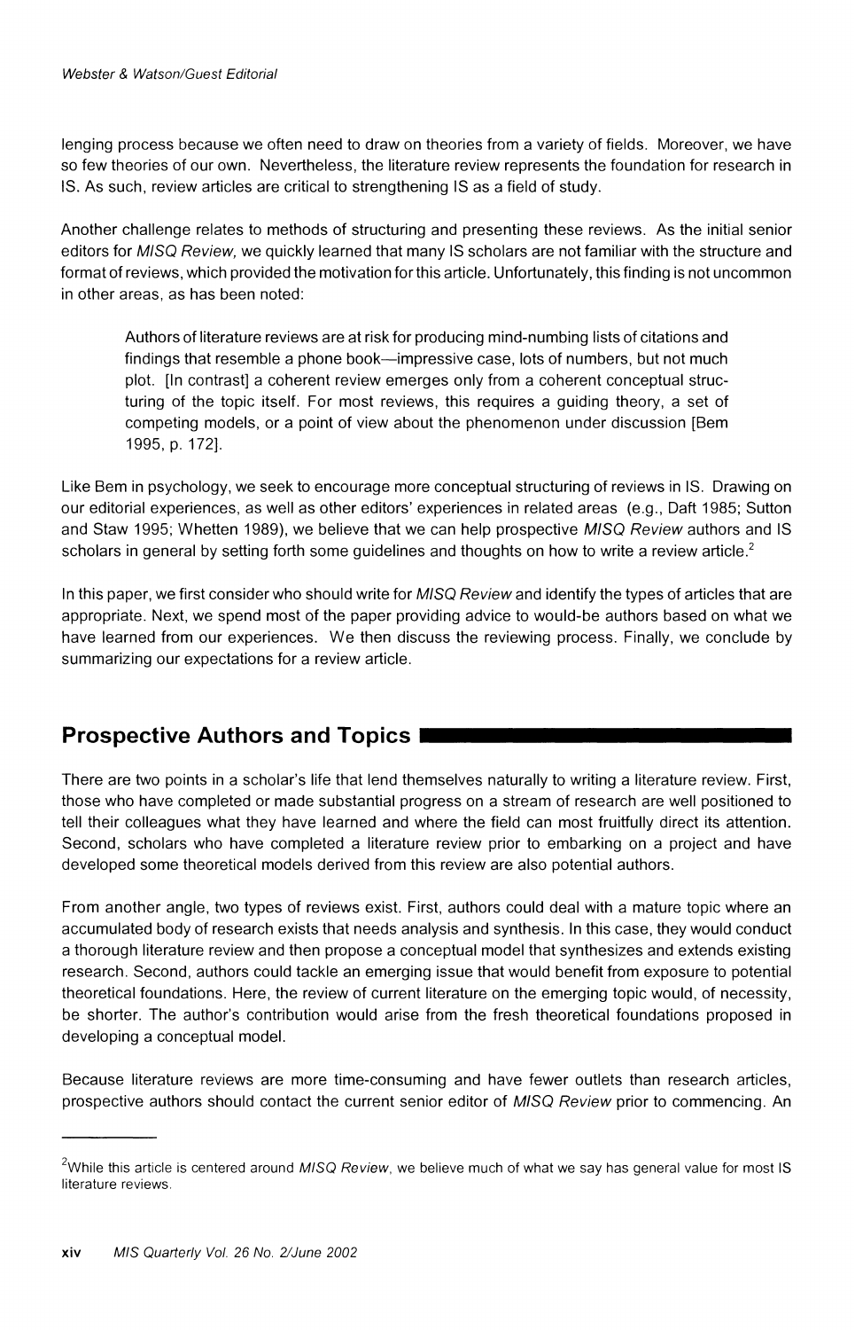lenging process because we often need to draw on theories from a variety of fields. Moreover, we have so few theories of our own. Nevertheless, the literature review represents the foundation for research in IS. As such, review articles are critical to strengthening IS as a field of study.

Another challenge relates to methods of structuring and presenting these reviews. As the initial senior editors for *MISQ Review,* we quickly learned that many IS scholars are not familiar with the structure and format of reviews, which provided the motivation for this article. Unfortunately, this finding is not uncommon in other areas, as has been noted:

> Authors of literature reviews are at risk for producing mind-numbing lists of citations and findings that resemble a phone book—impressive case, lots of numbers, but not much plot. [In contrast] a coherent review emerges only from a coherent conceptual structuring of the topic itself. For most reviews, this requires a guiding theory, a set of competing models, or a point of view about the phenomenon under discussion [Bem 1995, p. 172].

Like Bem in psychology, we seek to encourage more conceptual structuring of reviews in IS. Drawing on our editorial experiences, as well as other editors' experiences in related areas (e.g., Daft 1985; Sutton and Staw 1995; Whetten 1989), we believe that we can help prospective *MISQ Review* authors and IS scholars in general by setting forth some guidelines and thoughts on how to write a review article.[2]

In this paper, we first consider who should write for *MISQ Review* and identify the types of articles that are appropriate. Next, we spend most of the paper providing advice to would-be authors based on what we have learned from our experiences. We then discuss the reviewing process. Finally, we conclude by summarizing our expectations for a review article.

## Prospective Authors and Topics

There are two points in a scholar's life that lend themselves naturally to writing a literature review. First, those who have completed or made substantial progress on a stream of research are well positioned to tell their colleagues what they have learned and where the field can most fruitfully direct its attention. Second, scholars who have completed a literature review prior to embarking on a project and have developed some theoretical models derived from this review are also potential authors.

From another angle, two types of reviews exist. First, authors could deal with a mature topic where an accumulated body of research exists that needs analysis and synthesis. In this case, they would conduct a thorough literature review and then propose a conceptual model that synthesizes and extends existing research. Second, authors could tackle an emerging issue that would benefit from exposure to potential theoretical foundations. Here, the review of current literature on the emerging topic would, of necessity, be shorter. The author's contribution would arise from the fresh theoretical foundations proposed in developing a conceptual model.

Because literature reviews are more time-consuming and have fewer outlets than research articles, prospective authors should contact the current senior editor of *MISQ Review* prior to commencing. An

---

[2]While this article is centered around *MISQ Review*, we believe much of what we say has general value for most IS literature reviews.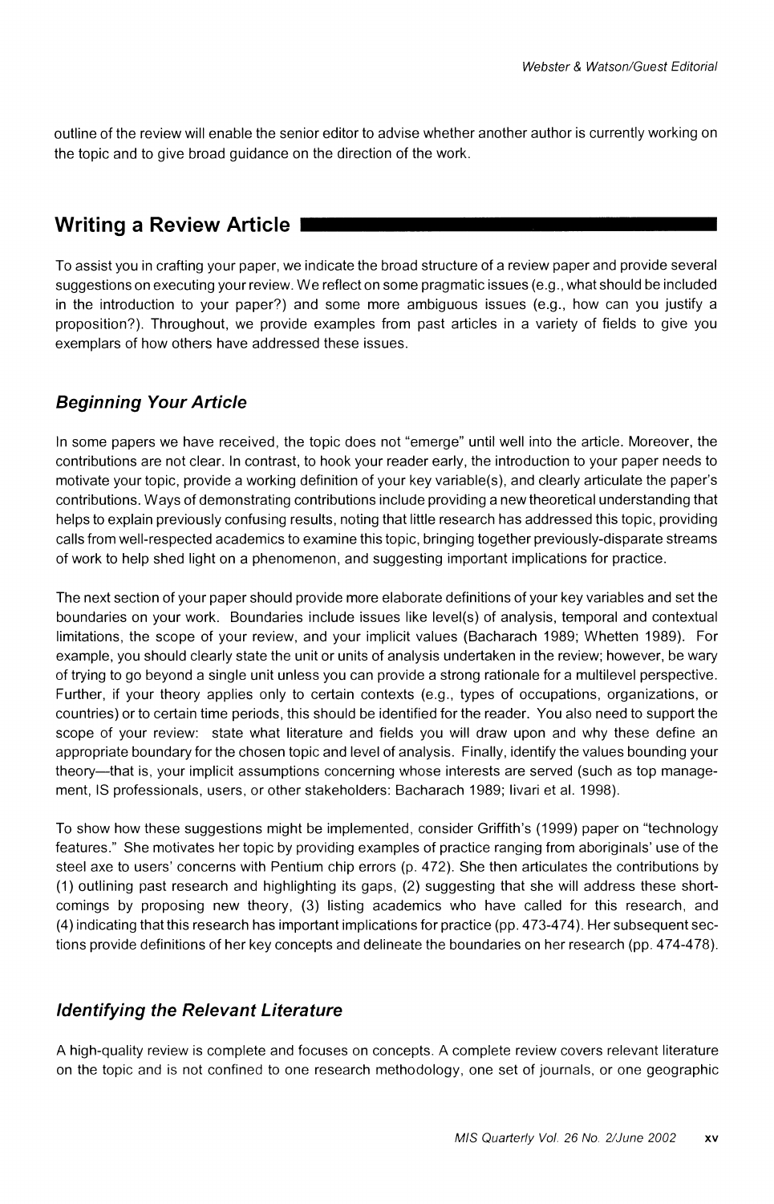outline of the review will enable the senior editor to advise whether another author is currently working on the topic and to give broad guidance on the direction of the work.

## Writing a Review Article

To assist you in crafting your paper, we indicate the broad structure of a review paper and provide several suggestions on executing your review. We reflect on some pragmatic issues (e.g., what should be included in the introduction to your paper?) and some more ambiguous issues (e.g., how can you justify a proposition?). Throughout, we provide examples from past articles in a variety of fields to give you exemplars of how others have addressed these issues.

### *Beginning Your Article*

In some papers we have received, the topic does not "emerge" until well into the article. Moreover, the contributions are not clear. In contrast, to hook your reader early, the introduction to your paper needs to motivate your topic, provide a working definition of your key variable(s), and clearly articulate the paper's contributions. Ways of demonstrating contributions include providing a new theoretical understanding that helps to explain previously confusing results, noting that little research has addressed this topic, providing calls from well-respected academics to examine this topic, bringing together previously-disparate streams of work to help shed light on a phenomenon, and suggesting important implications for practice.

The next section of your paper should provide more elaborate definitions of your key variables and set the boundaries on your work. Boundaries include issues like level(s) of analysis, temporal and contextual limitations, the scope of your review, and your implicit values (Bacharach 1989; Whetten 1989). For example, you should clearly state the unit or units of analysis undertaken in the review; however, be wary of trying to go beyond a single unit unless you can provide a strong rationale for a multilevel perspective. Further, if your theory applies only to certain contexts (e.g., types of occupations, organizations, or countries) or to certain time periods, this should be identified for the reader. You also need to support the scope of your review: state what literature and fields you will draw upon and why these define an appropriate boundary for the chosen topic and level of analysis. Finally, identify the values bounding your theory—that is, your implicit assumptions concerning whose interests are served (such as top management, IS professionals, users, or other stakeholders: Bacharach 1989; Iivari et al. 1998).

To show how these suggestions might be implemented, consider Griffith's (1999) paper on "technology features." She motivates her topic by providing examples of practice ranging from aboriginals' use of the steel axe to users' concerns with Pentium chip errors (p. 472). She then articulates the contributions by (1) outlining past research and highlighting its gaps, (2) suggesting that she will address these shortcomings by proposing new theory, (3) listing academics who have called for this research, and (4) indicating that this research has important implications for practice (pp. 473-474). Her subsequent sections provide definitions of her key concepts and delineate the boundaries on her research (pp. 474-478).

### *Identifying the Relevant Literature*

A high-quality review is complete and focuses on concepts. A complete review covers relevant literature on the topic and is not confined to one research methodology, one set of journals, or one geographic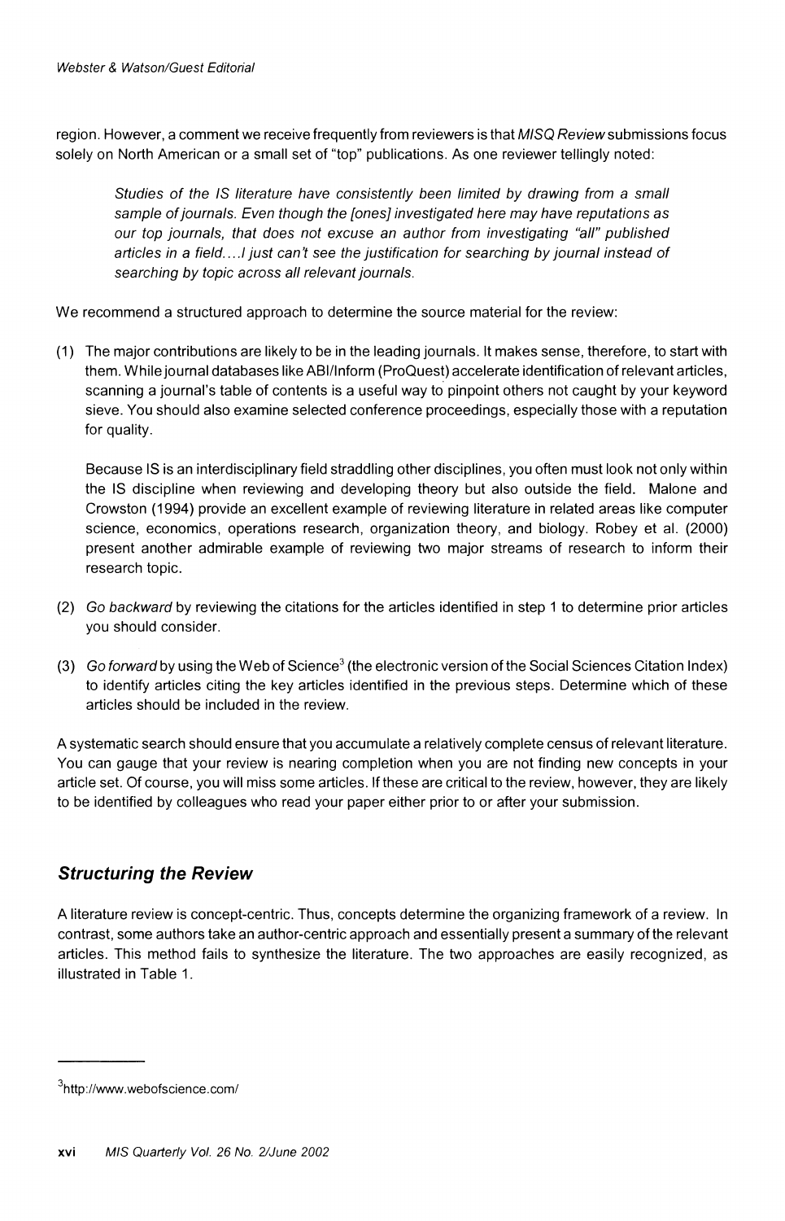region. However, a comment we receive frequently from reviewers is that *MISQ Review* submissions focus solely on North American or a small set of "top" publications. As one reviewer tellingly noted:

> *Studies of the IS literature have consistently been limited by drawing from a small sample of journals. Even though the [ones] investigated here may have reputations as our top journals, that does not excuse an author from investigating "all" published articles in a field….I just can't see the justification for searching by journal instead of searching by topic across all relevant journals.*

We recommend a structured approach to determine the source material for the review:

(1) The major contributions are likely to be in the leading journals. It makes sense, therefore, to start with them. While journal databases like ABI/Inform (ProQuest) accelerate identification of relevant articles, scanning a journal's table of contents is a useful way to pinpoint others not caught by your keyword sieve. You should also examine selected conference proceedings, especially those with a reputation for quality.

    Because IS is an interdisciplinary field straddling other disciplines, you often must look not only within the IS discipline when reviewing and developing theory but also outside the field. Malone and Crowston (1994) provide an excellent example of reviewing literature in related areas like computer science, economics, operations research, organization theory, and biology. Robey et al. (2000) present another admirable example of reviewing two major streams of research to inform their research topic.

(2) *Go backward* by reviewing the citations for the articles identified in step 1 to determine prior articles you should consider.

(3) *Go forward* by using the Web of Science[3] (the electronic version of the Social Sciences Citation Index) to identify articles citing the key articles identified in the previous steps. Determine which of these articles should be included in the review.

A systematic search should ensure that you accumulate a relatively complete census of relevant literature. You can gauge that your review is nearing completion when you are not finding new concepts in your article set. Of course, you will miss some articles. If these are critical to the review, however, they are likely to be identified by colleagues who read your paper either prior to or after your submission.

### Structuring the Review

A literature review is concept-centric. Thus, concepts determine the organizing framework of a review. In contrast, some authors take an author-centric approach and essentially present a summary of the relevant articles. This method fails to synthesize the literature. The two approaches are easily recognized, as illustrated in Table 1.

---

[3]http://www.webofscience.com/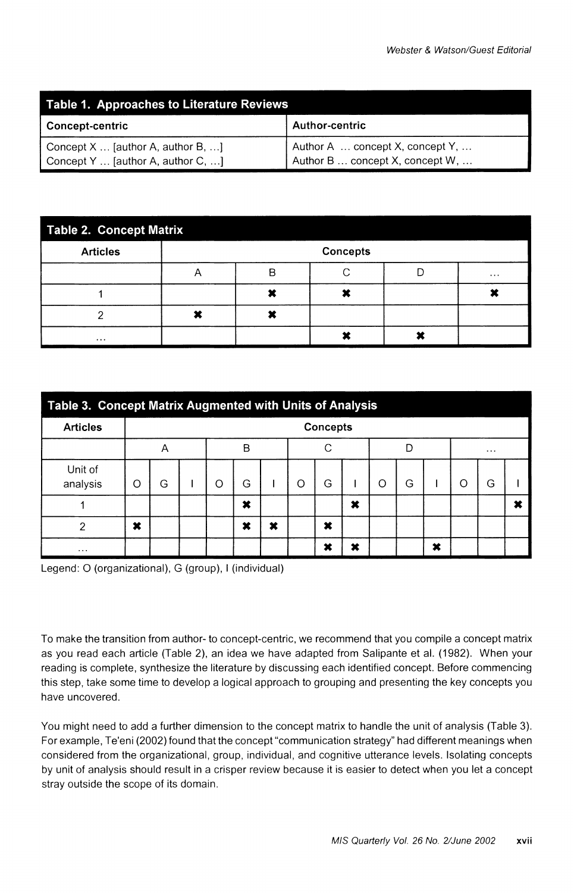| Table 1. Approaches to Literature Reviews | |
|---|---|
| **Concept-centric** | **Author-centric** |
| Concept X ... [author A, author B, ...]<br>Concept Y ... [author A, author C, ...] | Author A ... concept X, concept Y, ...<br>Author B ... concept X, concept W, ... |

**Table 2. Concept Matrix**

| Articles | Concepts | | | | |
|---|---|---|---|---|---|
| | A | B | C | D | ... |
| 1 | | ✖ | ✖ | | ✖ |
| 2 | ✖ | ✖ | | | |
| ... | | | ✖ | ✖ | |

**Table 3. Concept Matrix Augmented with Units of Analysis**

| Articles | Concepts | | | | | | | | | | | | | | |
|---|---|---|---|---|---|---|---|---|---|---|---|---|---|---|---|
| | A | | | B | | | C | | | D | | | ... | | |
| Unit of analysis | O | G | I | O | G | I | O | G | I | O | G | I | O | G | I |
| 1 | | | | | ✖ | | | | ✖ | | | | | | ✖ |
| 2 | ✖ | | | | ✖ | ✖ | | ✖ | | | | | | | |
| ... | | | | | | | | ✖ | ✖ | | | ✖ | | | |

Legend: O (organizational), G (group), I (individual)

To make the transition from author- to concept-centric, we recommend that you compile a concept matrix as you read each article (Table 2), an idea we have adapted from Salipante et al. (1982). When your reading is complete, synthesize the literature by discussing each identified concept. Before commencing this step, take some time to develop a logical approach to grouping and presenting the key concepts you have uncovered.

You might need to add a further dimension to the concept matrix to handle the unit of analysis (Table 3). For example, Te'eni (2002) found that the concept "communication strategy" had different meanings when considered from the organizational, group, individual, and cognitive utterance levels. Isolating concepts by unit of analysis should result in a crisper review because it is easier to detect when you let a concept stray outside the scope of its domain.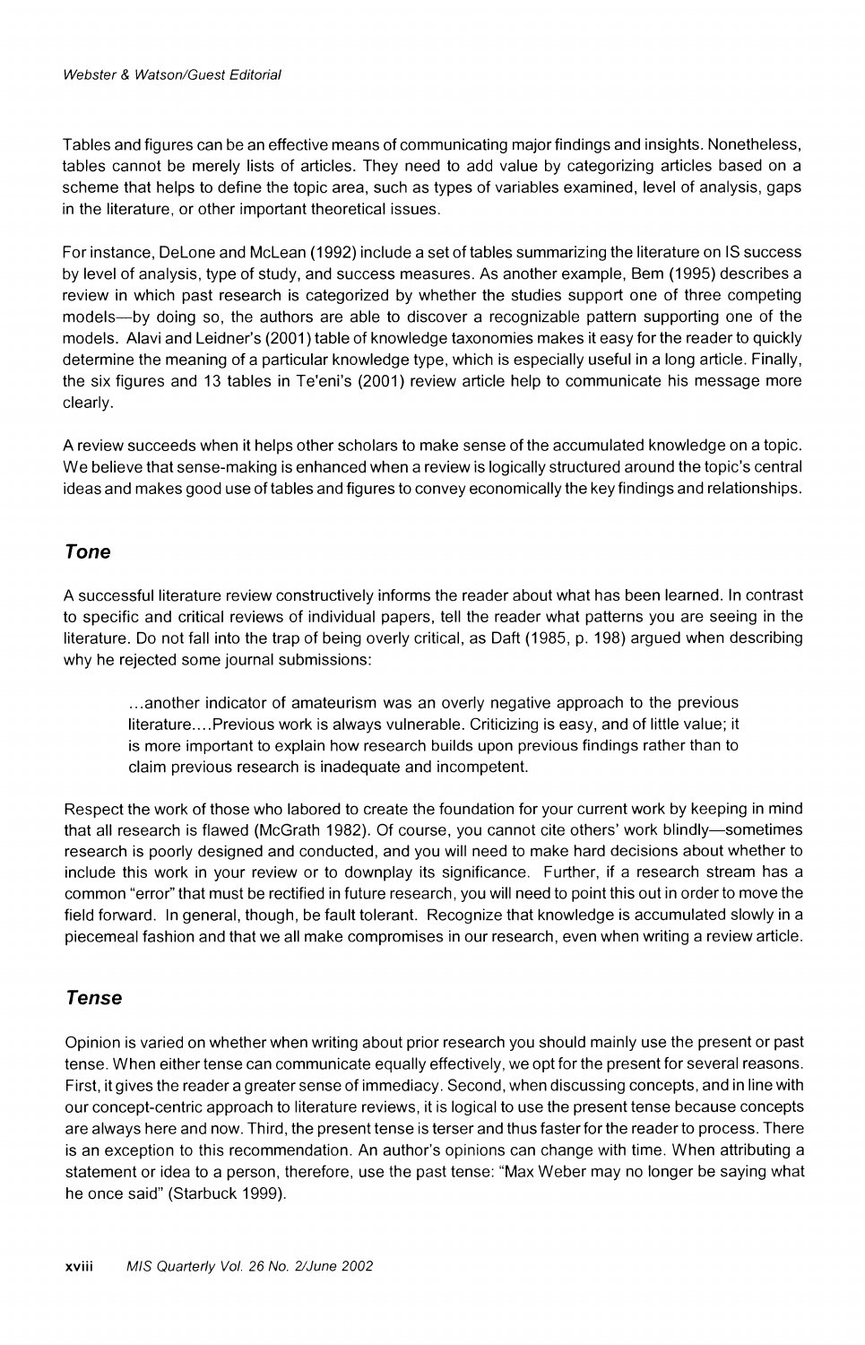Tables and figures can be an effective means of communicating major findings and insights. Nonetheless, tables cannot be merely lists of articles. They need to add value by categorizing articles based on a scheme that helps to define the topic area, such as types of variables examined, level of analysis, gaps in the literature, or other important theoretical issues.

For instance, DeLone and McLean (1992) include a set of tables summarizing the literature on IS success by level of analysis, type of study, and success measures. As another example, Bem (1995) describes a review in which past research is categorized by whether the studies support one of three competing models—by doing so, the authors are able to discover a recognizable pattern supporting one of the models. Alavi and Leidner's (2001) table of knowledge taxonomies makes it easy for the reader to quickly determine the meaning of a particular knowledge type, which is especially useful in a long article. Finally, the six figures and 13 tables in Te'eni's (2001) review article help to communicate his message more clearly.

A review succeeds when it helps other scholars to make sense of the accumulated knowledge on a topic. We believe that sense-making is enhanced when a review is logically structured around the topic's central ideas and makes good use of tables and figures to convey economically the key findings and relationships.

## *Tone*

A successful literature review constructively informs the reader about what has been learned. In contrast to specific and critical reviews of individual papers, tell the reader what patterns you are seeing in the literature. Do not fall into the trap of being overly critical, as Daft (1985, p. 198) argued when describing why he rejected some journal submissions:

> ...another indicator of amateurism was an overly negative approach to the previous literature....Previous work is always vulnerable. Criticizing is easy, and of little value; it is more important to explain how research builds upon previous findings rather than to claim previous research is inadequate and incompetent.

Respect the work of those who labored to create the foundation for your current work by keeping in mind that all research is flawed (McGrath 1982). Of course, you cannot cite others' work blindly—sometimes research is poorly designed and conducted, and you will need to make hard decisions about whether to include this work in your review or to downplay its significance. Further, if a research stream has a common "error" that must be rectified in future research, you will need to point this out in order to move the field forward. In general, though, be fault tolerant. Recognize that knowledge is accumulated slowly in a piecemeal fashion and that we all make compromises in our research, even when writing a review article.

## *Tense*

Opinion is varied on whether when writing about prior research you should mainly use the present or past tense. When either tense can communicate equally effectively, we opt for the present for several reasons. First, it gives the reader a greater sense of immediacy. Second, when discussing concepts, and in line with our concept-centric approach to literature reviews, it is logical to use the present tense because concepts are always here and now. Third, the present tense is terser and thus faster for the reader to process. There is an exception to this recommendation. An author's opinions can change with time. When attributing a statement or idea to a person, therefore, use the past tense: "Max Weber may no longer be saying what he once said" (Starbuck 1999).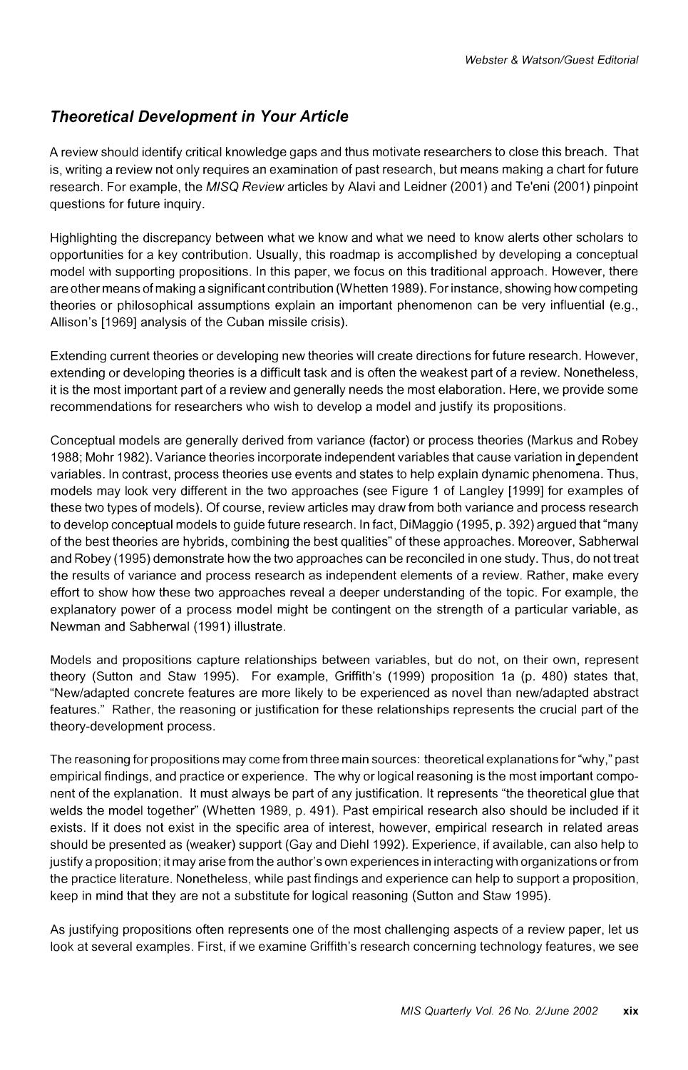### *Theoretical Development in Your Article*

A review should identify critical knowledge gaps and thus motivate researchers to close this breach. That is, writing a review not only requires an examination of past research, but means making a chart for future research. For example, the *MISQ Review* articles by Alavi and Leidner (2001) and Te'eni (2001) pinpoint questions for future inquiry.

Highlighting the discrepancy between what we know and what we need to know alerts other scholars to opportunities for a key contribution. Usually, this roadmap is accomplished by developing a conceptual model with supporting propositions. In this paper, we focus on this traditional approach. However, there are other means of making a significant contribution (Whetten 1989). For instance, showing how competing theories or philosophical assumptions explain an important phenomenon can be very influential (e.g., Allison's [1969] analysis of the Cuban missile crisis).

Extending current theories or developing new theories will create directions for future research. However, extending or developing theories is a difficult task and is often the weakest part of a review. Nonetheless, it is the most important part of a review and generally needs the most elaboration. Here, we provide some recommendations for researchers who wish to develop a model and justify its propositions.

Conceptual models are generally derived from variance (factor) or process theories (Markus and Robey 1988; Mohr 1982). Variance theories incorporate independent variables that cause variation in dependent variables. In contrast, process theories use events and states to help explain dynamic phenomena. Thus, models may look very different in the two approaches (see Figure 1 of Langley [1999] for examples of these two types of models). Of course, review articles may draw from both variance and process research to develop conceptual models to guide future research. In fact, DiMaggio (1995, p. 392) argued that "many of the best theories are hybrids, combining the best qualities" of these approaches. Moreover, Sabherwal and Robey (1995) demonstrate how the two approaches can be reconciled in one study. Thus, do not treat the results of variance and process research as independent elements of a review. Rather, make every effort to show how these two approaches reveal a deeper understanding of the topic. For example, the explanatory power of a process model might be contingent on the strength of a particular variable, as Newman and Sabherwal (1991) illustrate.

Models and propositions capture relationships between variables, but do not, on their own, represent theory (Sutton and Staw 1995). For example, Griffith's (1999) proposition 1a (p. 480) states that, "New/adapted concrete features are more likely to be experienced as novel than new/adapted abstract features." Rather, the reasoning or justification for these relationships represents the crucial part of the theory-development process.

The reasoning for propositions may come from three main sources: theoretical explanations for "why," past empirical findings, and practice or experience. The why or logical reasoning is the most important component of the explanation. It must always be part of any justification. It represents "the theoretical glue that welds the model together" (Whetten 1989, p. 491). Past empirical research also should be included if it exists. If it does not exist in the specific area of interest, however, empirical research in related areas should be presented as (weaker) support (Gay and Diehl 1992). Experience, if available, can also help to justify a proposition; it may arise from the author's own experiences in interacting with organizations or from the practice literature. Nonetheless, while past findings and experience can help to support a proposition, keep in mind that they are not a substitute for logical reasoning (Sutton and Staw 1995).

As justifying propositions often represents one of the most challenging aspects of a review paper, let us look at several examples. First, if we examine Griffith's research concerning technology features, we see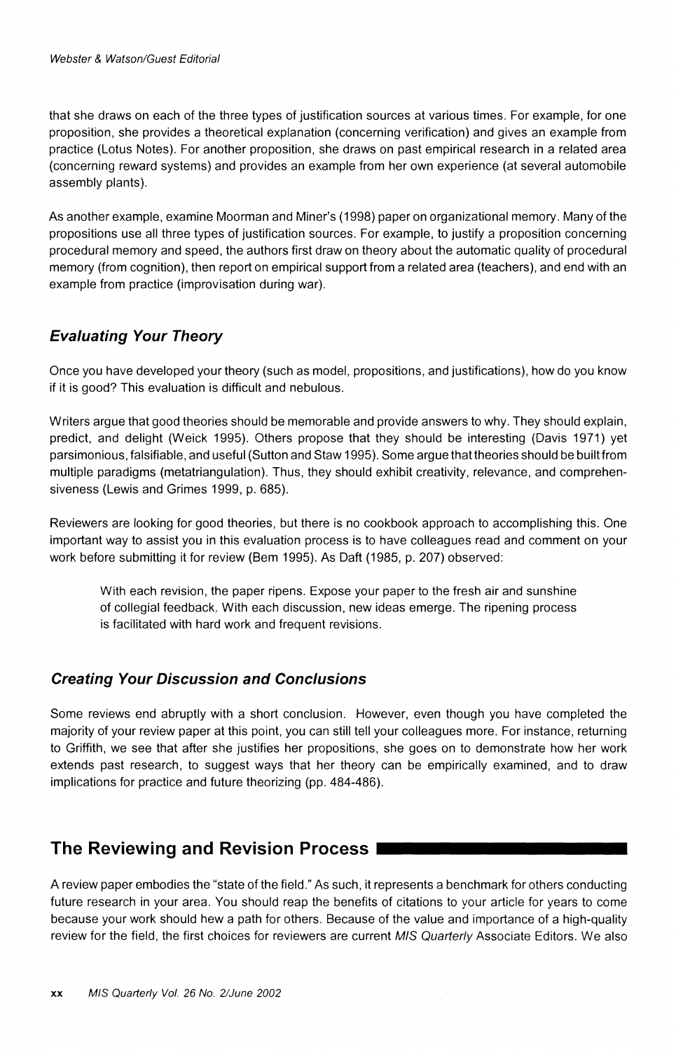that she draws on each of the three types of justification sources at various times. For example, for one proposition, she provides a theoretical explanation (concerning verification) and gives an example from practice (Lotus Notes). For another proposition, she draws on past empirical research in a related area (concerning reward systems) and provides an example from her own experience (at several automobile assembly plants).

As another example, examine Moorman and Miner's (1998) paper on organizational memory. Many of the propositions use all three types of justification sources. For example, to justify a proposition concerning procedural memory and speed, the authors first draw on theory about the automatic quality of procedural memory (from cognition), then report on empirical support from a related area (teachers), and end with an example from practice (improvisation during war).

### *Evaluating Your Theory*

Once you have developed your theory (such as model, propositions, and justifications), how do you know if it is good? This evaluation is difficult and nebulous.

Writers argue that good theories should be memorable and provide answers to why. They should explain, predict, and delight (Weick 1995). Others propose that they should be interesting (Davis 1971) yet parsimonious, falsifiable, and useful (Sutton and Staw 1995). Some argue that theories should be built from multiple paradigms (metatriangulation). Thus, they should exhibit creativity, relevance, and comprehensiveness (Lewis and Grimes 1999, p. 685).

Reviewers are looking for good theories, but there is no cookbook approach to accomplishing this. One important way to assist you in this evaluation process is to have colleagues read and comment on your work before submitting it for review (Bem 1995). As Daft (1985, p. 207) observed:

> With each revision, the paper ripens. Expose your paper to the fresh air and sunshine of collegial feedback. With each discussion, new ideas emerge. The ripening process is facilitated with hard work and frequent revisions.

### *Creating Your Discussion and Conclusions*

Some reviews end abruptly with a short conclusion. However, even though you have completed the majority of your review paper at this point, you can still tell your colleagues more. For instance, returning to Griffith, we see that after she justifies her propositions, she goes on to demonstrate how her work extends past research, to suggest ways that her theory can be empirically examined, and to draw implications for practice and future theorizing (pp. 484-486).

## The Reviewing and Revision Process

A review paper embodies the "state of the field." As such, it represents a benchmark for others conducting future research in your area. You should reap the benefits of citations to your article for years to come because your work should hew a path for others. Because of the value and importance of a high-quality review for the field, the first choices for reviewers are current *MIS Quarterly* Associate Editors. We also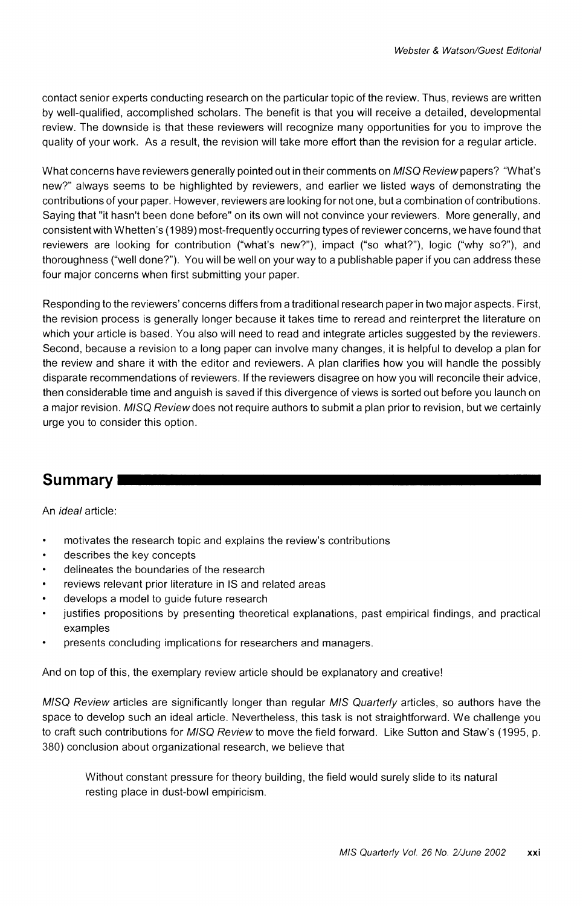contact senior experts conducting research on the particular topic of the review. Thus, reviews are written by well-qualified, accomplished scholars. The benefit is that you will receive a detailed, developmental review. The downside is that these reviewers will recognize many opportunities for you to improve the quality of your work. As a result, the revision will take more effort than the revision for a regular article.

What concerns have reviewers generally pointed out in their comments on *MISQ Review* papers? "What's new?" always seems to be highlighted by reviewers, and earlier we listed ways of demonstrating the contributions of your paper. However, reviewers are looking for not one, but a combination of contributions. Saying that "it hasn't been done before" on its own will not convince your reviewers. More generally, and consistent with Whetten's (1989) most-frequently occurring types of reviewer concerns, we have found that reviewers are looking for contribution ("what's new?"), impact ("so what?"), logic ("why so?"), and thoroughness ("well done?"). You will be well on your way to a publishable paper if you can address these four major concerns when first submitting your paper.

Responding to the reviewers' concerns differs from a traditional research paper in two major aspects. First, the revision process is generally longer because it takes time to reread and reinterpret the literature on which your article is based. You also will need to read and integrate articles suggested by the reviewers. Second, because a revision to a long paper can involve many changes, it is helpful to develop a plan for the review and share it with the editor and reviewers. A plan clarifies how you will handle the possibly disparate recommendations of reviewers. If the reviewers disagree on how you will reconcile their advice, then considerable time and anguish is saved if this divergence of views is sorted out before you launch on a major revision. *MISQ Review* does not require authors to submit a plan prior to revision, but we certainly urge you to consider this option.

## Summary

An *ideal* article:

- motivates the research topic and explains the review's contributions
- describes the key concepts
- delineates the boundaries of the research
- reviews relevant prior literature in IS and related areas
- develops a model to guide future research
- justifies propositions by presenting theoretical explanations, past empirical findings, and practical examples
- presents concluding implications for researchers and managers.

And on top of this, the exemplary review article should be explanatory and creative!

*MISQ Review* articles are significantly longer than regular *MIS Quarterly* articles, so authors have the space to develop such an ideal article. Nevertheless, this task is not straightforward. We challenge you to craft such contributions for *MISQ Review* to move the field forward. Like Sutton and Staw's (1995, p. 380) conclusion about organizational research, we believe that

> Without constant pressure for theory building, the field would surely slide to its natural resting place in dust-bowl empiricism.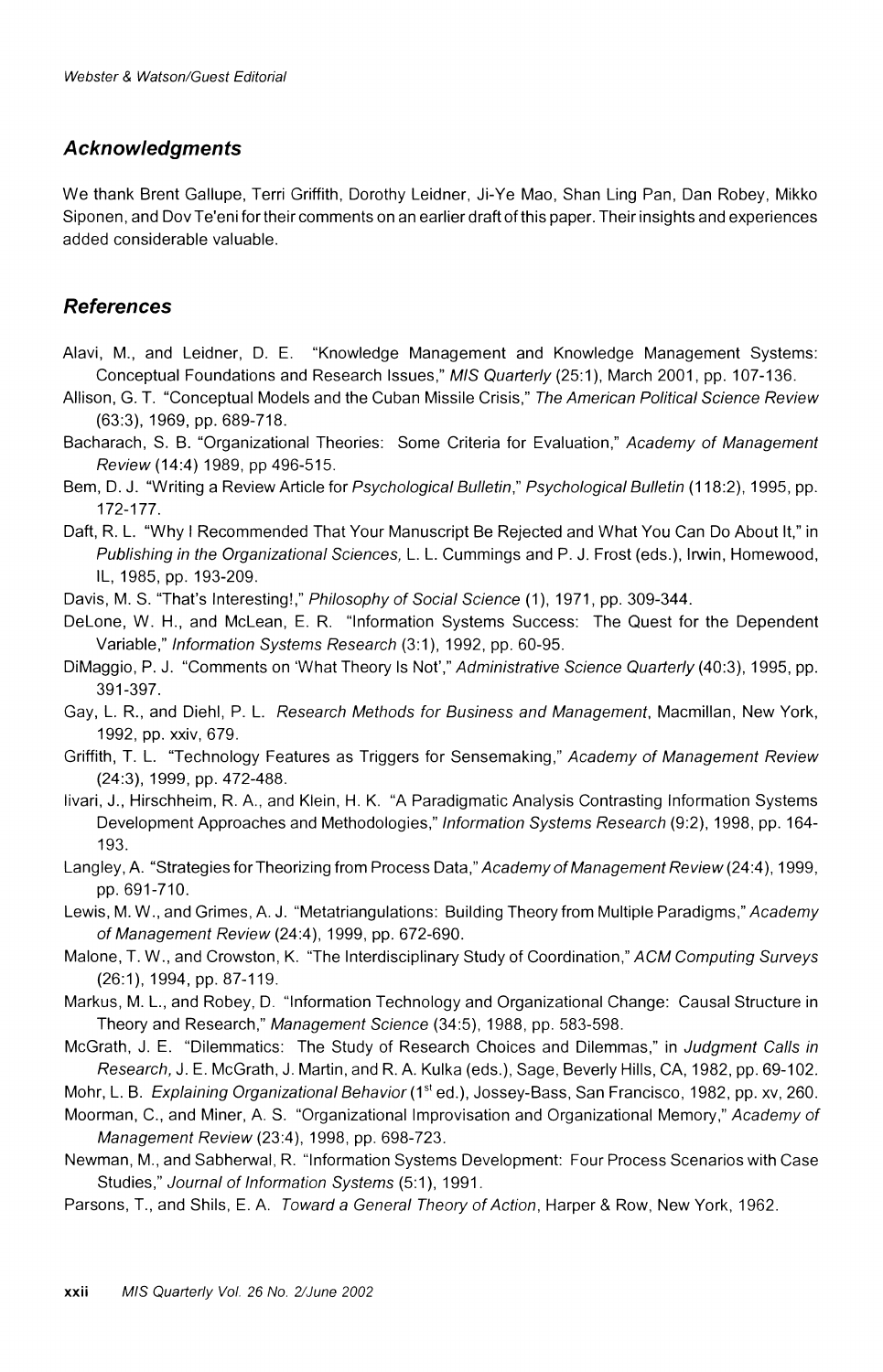## Acknowledgments

We thank Brent Gallupe, Terri Griffith, Dorothy Leidner, Ji-Ye Mao, Shan Ling Pan, Dan Robey, Mikko Siponen, and Dov Te'eni for their comments on an earlier draft of this paper. Their insights and experiences added considerable valuable.

## References

Alavi, M., and Leidner, D. E. "Knowledge Management and Knowledge Management Systems: Conceptual Foundations and Research Issues," *MIS Quarterly* (25:1), March 2001, pp. 107-136.

Allison, G. T. "Conceptual Models and the Cuban Missile Crisis," *The American Political Science Review* (63:3), 1969, pp. 689-718.

Bacharach, S. B. "Organizational Theories: Some Criteria for Evaluation," *Academy of Management Review* (14:4) 1989, pp 496-515.

Bem, D. J. "Writing a Review Article for *Psychological Bulletin*," *Psychological Bulletin* (118:2), 1995, pp. 172-177.

Daft, R. L. "Why I Recommended That Your Manuscript Be Rejected and What You Can Do About It," in *Publishing in the Organizational Sciences,* L. L. Cummings and P. J. Frost (eds.), Irwin, Homewood, IL, 1985, pp. 193-209.

Davis, M. S. "That's Interesting!," *Philosophy of Social Science* (1), 1971, pp. 309-344.

DeLone, W. H., and McLean, E. R. "Information Systems Success: The Quest for the Dependent Variable," *Information Systems Research* (3:1), 1992, pp. 60-95.

DiMaggio, P. J. "Comments on 'What Theory Is Not'," *Administrative Science Quarterly* (40:3), 1995, pp. 391-397.

Gay, L. R., and Diehl, P. L. *Research Methods for Business and Management*, Macmillan, New York, 1992, pp. xxiv, 679.

Griffith, T. L. "Technology Features as Triggers for Sensemaking," *Academy of Management Review* (24:3), 1999, pp. 472-488.

Iivari, J., Hirschheim, R. A., and Klein, H. K. "A Paradigmatic Analysis Contrasting Information Systems Development Approaches and Methodologies," *Information Systems Research* (9:2), 1998, pp. 164-193.

Langley, A. "Strategies for Theorizing from Process Data," *Academy of Management Review* (24:4), 1999, pp. 691-710.

Lewis, M. W., and Grimes, A. J. "Metatriangulations: Building Theory from Multiple Paradigms," *Academy of Management Review* (24:4), 1999, pp. 672-690.

Malone, T. W., and Crowston, K. "The Interdisciplinary Study of Coordination," *ACM Computing Surveys* (26:1), 1994, pp. 87-119.

Markus, M. L., and Robey, D. "Information Technology and Organizational Change: Causal Structure in Theory and Research," *Management Science* (34:5), 1988, pp. 583-598.

McGrath, J. E. "Dilemmatics: The Study of Research Choices and Dilemmas," in *Judgment Calls in Research,* J. E. McGrath, J. Martin, and R. A. Kulka (eds.), Sage, Beverly Hills, CA, 1982, pp. 69-102.

Mohr, L. B. *Explaining Organizational Behavior* (1st ed.), Jossey-Bass, San Francisco, 1982, pp. xv, 260.

Moorman, C., and Miner, A. S. "Organizational Improvisation and Organizational Memory," *Academy of Management Review* (23:4), 1998, pp. 698-723.

Newman, M., and Sabherwal, R. "Information Systems Development: Four Process Scenarios with Case Studies," *Journal of Information Systems* (5:1), 1991.

Parsons, T., and Shils, E. A. *Toward a General Theory of Action*, Harper & Row, New York, 1962.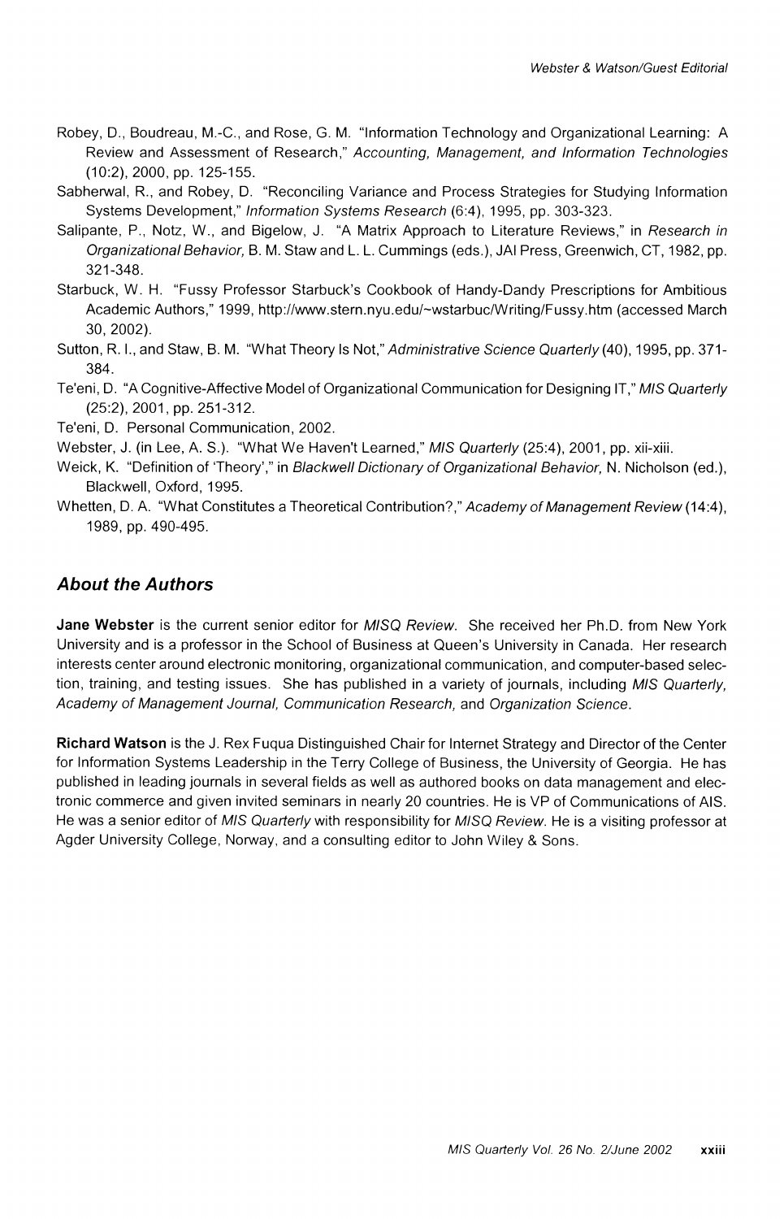Robey, D., Boudreau, M.-C., and Rose, G. M. "Information Technology and Organizational Learning: A Review and Assessment of Research," *Accounting, Management, and Information Technologies* (10:2), 2000, pp. 125-155.

Sabherwal, R., and Robey, D. "Reconciling Variance and Process Strategies for Studying Information Systems Development," *Information Systems Research* (6:4), 1995, pp. 303-323.

Salipante, P., Notz, W., and Bigelow, J. "A Matrix Approach to Literature Reviews," in *Research in Organizational Behavior,* B. M. Staw and L. L. Cummings (eds.), JAI Press, Greenwich, CT, 1982, pp. 321-348.

Starbuck, W. H. "Fussy Professor Starbuck's Cookbook of Handy-Dandy Prescriptions for Ambitious Academic Authors," 1999, http://www.stern.nyu.edu/~wstarbuc/Writing/Fussy.htm (accessed March 30, 2002).

Sutton, R. I., and Staw, B. M. "What Theory Is Not," *Administrative Science Quarterly* (40), 1995, pp. 371-384.

Te'eni, D. "A Cognitive-Affective Model of Organizational Communication for Designing IT," *MIS Quarterly* (25:2), 2001, pp. 251-312.

Te'eni, D. Personal Communication, 2002.

Webster, J. (in Lee, A. S.). "What We Haven't Learned," *MIS Quarterly* (25:4), 2001, pp. xii-xiii.

Weick, K. "Definition of 'Theory'," in *Blackwell Dictionary of Organizational Behavior,* N. Nicholson (ed.), Blackwell, Oxford, 1995.

Whetten, D. A. "What Constitutes a Theoretical Contribution?," *Academy of Management Review* (14:4), 1989, pp. 490-495.

## About the Authors

**Jane Webster** is the current senior editor for *MISQ Review*. She received her Ph.D. from New York University and is a professor in the School of Business at Queen's University in Canada. Her research interests center around electronic monitoring, organizational communication, and computer-based selection, training, and testing issues. She has published in a variety of journals, including *MIS Quarterly, Academy of Management Journal, Communication Research,* and *Organization Science*.

**Richard Watson** is the J. Rex Fuqua Distinguished Chair for Internet Strategy and Director of the Center for Information Systems Leadership in the Terry College of Business, the University of Georgia. He has published in leading journals in several fields as well as authored books on data management and electronic commerce and given invited seminars in nearly 20 countries. He is VP of Communications of AIS. He was a senior editor of *MIS Quarterly* with responsibility for *MISQ Review*. He is a visiting professor at Agder University College, Norway, and a consulting editor to John Wiley & Sons.